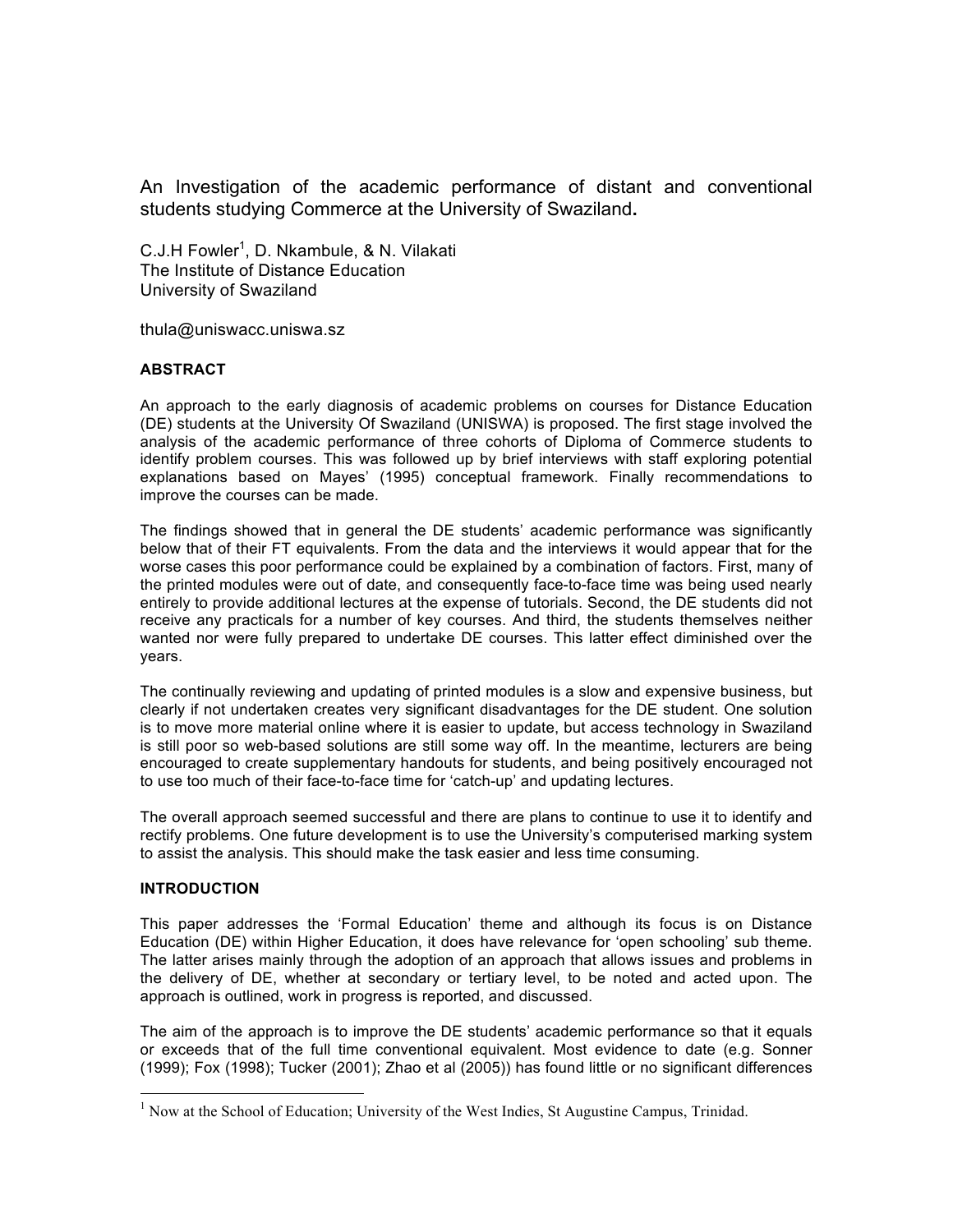# An Investigation of the academic performance of distant and conventional students studying Commerce at the University of Swaziland.

C.J.H Fowler[1], D. Nkambule, & N. Vilakati
The Institute of Distance Education
University of Swaziland

thula@uniswacc.uniswa.sz

## ABSTRACT

An approach to the early diagnosis of academic problems on courses for Distance Education (DE) students at the University Of Swaziland (UNISWA) is proposed. The first stage involved the analysis of the academic performance of three cohorts of Diploma of Commerce students to identify problem courses. This was followed up by brief interviews with staff exploring potential explanations based on Mayes' (1995) conceptual framework. Finally recommendations to improve the courses can be made.

The findings showed that in general the DE students' academic performance was significantly below that of their FT equivalents. From the data and the interviews it would appear that for the worse cases this poor performance could be explained by a combination of factors. First, many of the printed modules were out of date, and consequently face-to-face time was being used nearly entirely to provide additional lectures at the expense of tutorials. Second, the DE students did not receive any practicals for a number of key courses. And third, the students themselves neither wanted nor were fully prepared to undertake DE courses. This latter effect diminished over the years.

The continually reviewing and updating of printed modules is a slow and expensive business, but clearly if not undertaken creates very significant disadvantages for the DE student. One solution is to move more material online where it is easier to update, but access technology in Swaziland is still poor so web-based solutions are still some way off. In the meantime, lecturers are being encouraged to create supplementary handouts for students, and being positively encouraged not to use too much of their face-to-face time for 'catch-up' and updating lectures.

The overall approach seemed successful and there are plans to continue to use it to identify and rectify problems. One future development is to use the University's computerised marking system to assist the analysis. This should make the task easier and less time consuming.

## INTRODUCTION

This paper addresses the 'Formal Education' theme and although its focus is on Distance Education (DE) within Higher Education, it does have relevance for 'open schooling' sub theme. The latter arises mainly through the adoption of an approach that allows issues and problems in the delivery of DE, whether at secondary or tertiary level, to be noted and acted upon. The approach is outlined, work in progress is reported, and discussed.

The aim of the approach is to improve the DE students' academic performance so that it equals or exceeds that of the full time conventional equivalent. Most evidence to date (e.g. Sonner (1999); Fox (1998); Tucker (2001); Zhao et al (2005)) has found little or no significant differences

[1] Now at the School of Education; University of the West Indies, St Augustine Campus, Trinidad.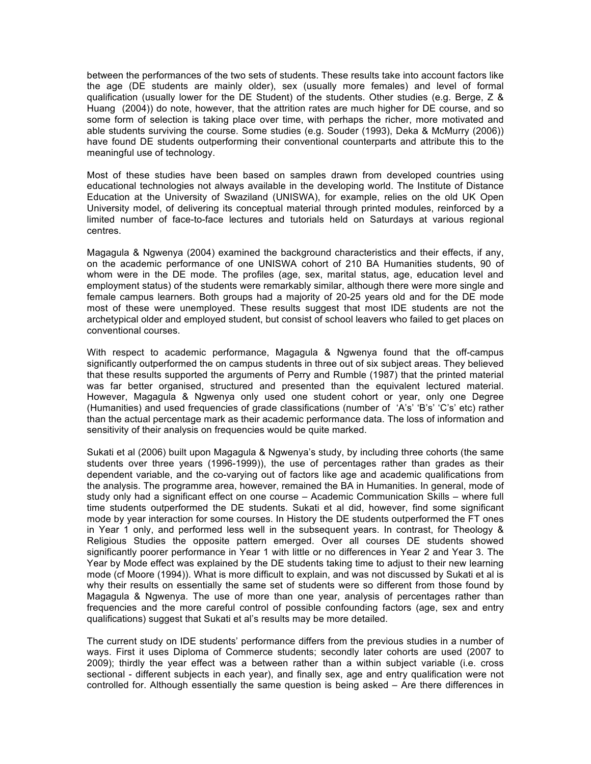between the performances of the two sets of students. These results take into account factors like the age (DE students are mainly older), sex (usually more females) and level of formal qualification (usually lower for the DE Student) of the students. Other studies (e.g. Berge, Z & Huang (2004)) do note, however, that the attrition rates are much higher for DE course, and so some form of selection is taking place over time, with perhaps the richer, more motivated and able students surviving the course. Some studies (e.g. Souder (1993), Deka & McMurry (2006)) have found DE students outperforming their conventional counterparts and attribute this to the meaningful use of technology.

Most of these studies have been based on samples drawn from developed countries using educational technologies not always available in the developing world. The Institute of Distance Education at the University of Swaziland (UNISWA), for example, relies on the old UK Open University model, of delivering its conceptual material through printed modules, reinforced by a limited number of face-to-face lectures and tutorials held on Saturdays at various regional centres.

Magagula & Ngwenya (2004) examined the background characteristics and their effects, if any, on the academic performance of one UNISWA cohort of 210 BA Humanities students, 90 of whom were in the DE mode. The profiles (age, sex, marital status, age, education level and employment status) of the students were remarkably similar, although there were more single and female campus learners. Both groups had a majority of 20-25 years old and for the DE mode most of these were unemployed. These results suggest that most IDE students are not the archetypical older and employed student, but consist of school leavers who failed to get places on conventional courses.

With respect to academic performance, Magagula & Ngwenya found that the off-campus significantly outperformed the on campus students in three out of six subject areas. They believed that these results supported the arguments of Perry and Rumble (1987) that the printed material was far better organised, structured and presented than the equivalent lectured material. However, Magagula & Ngwenya only used one student cohort or year, only one Degree (Humanities) and used frequencies of grade classifications (number of 'A's' 'B's' 'C's' etc) rather than the actual percentage mark as their academic performance data. The loss of information and sensitivity of their analysis on frequencies would be quite marked.

Sukati et al (2006) built upon Magagula & Ngwenya's study, by including three cohorts (the same students over three years (1996-1999)), the use of percentages rather than grades as their dependent variable, and the co-varying out of factors like age and academic qualifications from the analysis. The programme area, however, remained the BA in Humanities. In general, mode of study only had a significant effect on one course – Academic Communication Skills – where full time students outperformed the DE students. Sukati et al did, however, find some significant mode by year interaction for some courses. In History the DE students outperformed the FT ones in Year 1 only, and performed less well in the subsequent years. In contrast, for Theology & Religious Studies the opposite pattern emerged. Over all courses DE students showed significantly poorer performance in Year 1 with little or no differences in Year 2 and Year 3. The Year by Mode effect was explained by the DE students taking time to adjust to their new learning mode (cf Moore (1994)). What is more difficult to explain, and was not discussed by Sukati et al is why their results on essentially the same set of students were so different from those found by Magagula & Ngwenya. The use of more than one year, analysis of percentages rather than frequencies and the more careful control of possible confounding factors (age, sex and entry qualifications) suggest that Sukati et al's results may be more detailed.

The current study on IDE students' performance differs from the previous studies in a number of ways. First it uses Diploma of Commerce students; secondly later cohorts are used (2007 to 2009); thirdly the year effect was a between rather than a within subject variable (i.e. cross sectional - different subjects in each year), and finally sex, age and entry qualification were not controlled for. Although essentially the same question is being asked – Are there differences in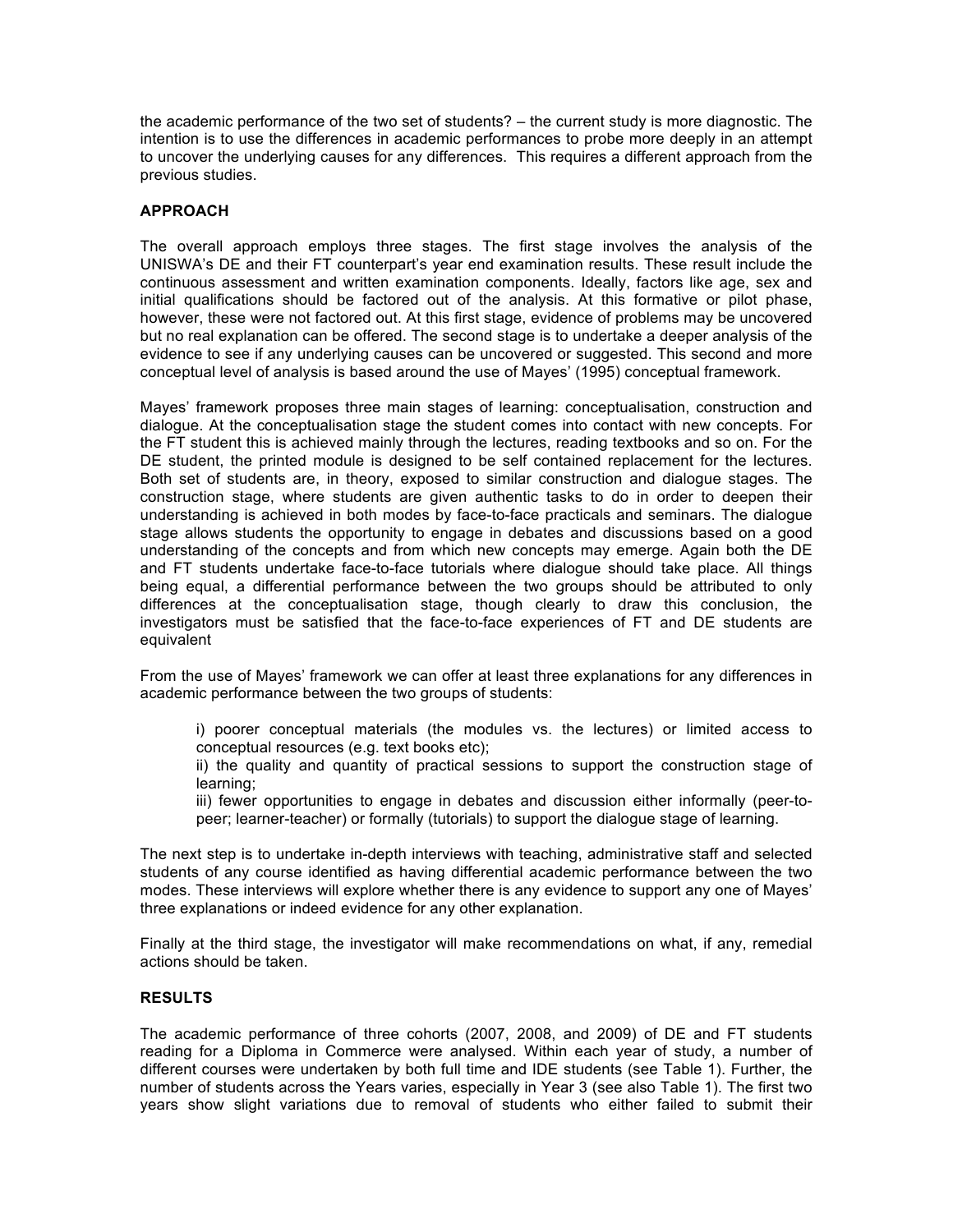the academic performance of the two set of students? – the current study is more diagnostic. The intention is to use the differences in academic performances to probe more deeply in an attempt to uncover the underlying causes for any differences. This requires a different approach from the previous studies.

## APPROACH

The overall approach employs three stages. The first stage involves the analysis of the UNISWA's DE and their FT counterpart's year end examination results. These result include the continuous assessment and written examination components. Ideally, factors like age, sex and initial qualifications should be factored out of the analysis. At this formative or pilot phase, however, these were not factored out. At this first stage, evidence of problems may be uncovered but no real explanation can be offered. The second stage is to undertake a deeper analysis of the evidence to see if any underlying causes can be uncovered or suggested. This second and more conceptual level of analysis is based around the use of Mayes' (1995) conceptual framework.

Mayes' framework proposes three main stages of learning: conceptualisation, construction and dialogue. At the conceptualisation stage the student comes into contact with new concepts. For the FT student this is achieved mainly through the lectures, reading textbooks and so on. For the DE student, the printed module is designed to be self contained replacement for the lectures. Both set of students are, in theory, exposed to similar construction and dialogue stages. The construction stage, where students are given authentic tasks to do in order to deepen their understanding is achieved in both modes by face-to-face practicals and seminars. The dialogue stage allows students the opportunity to engage in debates and discussions based on a good understanding of the concepts and from which new concepts may emerge. Again both the DE and FT students undertake face-to-face tutorials where dialogue should take place. All things being equal, a differential performance between the two groups should be attributed to only differences at the conceptualisation stage, though clearly to draw this conclusion, the investigators must be satisfied that the face-to-face experiences of FT and DE students are equivalent

From the use of Mayes' framework we can offer at least three explanations for any differences in academic performance between the two groups of students:

> i) poorer conceptual materials (the modules vs. the lectures) or limited access to conceptual resources (e.g. text books etc);
>
> ii) the quality and quantity of practical sessions to support the construction stage of learning;
>
> iii) fewer opportunities to engage in debates and discussion either informally (peer-to-peer; learner-teacher) or formally (tutorials) to support the dialogue stage of learning.

The next step is to undertake in-depth interviews with teaching, administrative staff and selected students of any course identified as having differential academic performance between the two modes. These interviews will explore whether there is any evidence to support any one of Mayes' three explanations or indeed evidence for any other explanation.

Finally at the third stage, the investigator will make recommendations on what, if any, remedial actions should be taken.

## RESULTS

The academic performance of three cohorts (2007, 2008, and 2009) of DE and FT students reading for a Diploma in Commerce were analysed. Within each year of study, a number of different courses were undertaken by both full time and IDE students (see Table 1). Further, the number of students across the Years varies, especially in Year 3 (see also Table 1). The first two years show slight variations due to removal of students who either failed to submit their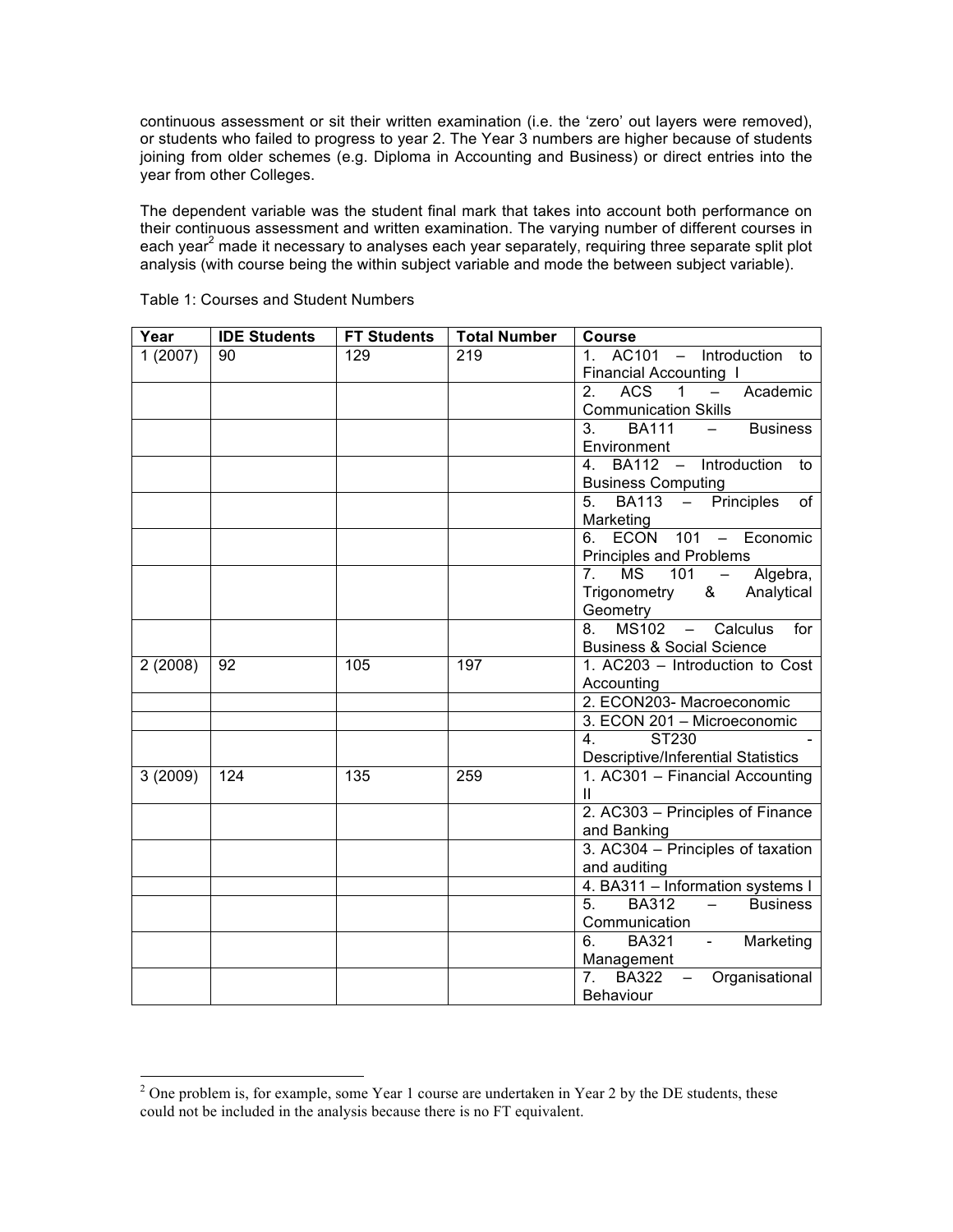continuous assessment or sit their written examination (i.e. the 'zero' out layers were removed), or students who failed to progress to year 2. The Year 3 numbers are higher because of students joining from older schemes (e.g. Diploma in Accounting and Business) or direct entries into the year from other Colleges.

The dependent variable was the student final mark that takes into account both performance on their continuous assessment and written examination. The varying number of different courses in each year[2] made it necessary to analyses each year separately, requiring three separate split plot analysis (with course being the within subject variable and mode the between subject variable).

Table 1: Courses and Student Numbers

| Year | IDE Students | FT Students | Total Number | Course |
|---|---|---|---|---|
| 1 (2007) | 90 | 129 | 219 | 1. AC101 – Introduction to Financial Accounting I |
| | | | | 2. ACS 1 – Academic Communication Skills |
| | | | | 3. BA111 – Business Environment |
| | | | | 4. BA112 – Introduction to Business Computing |
| | | | | 5. BA113 – Principles of Marketing |
| | | | | 6. ECON 101 – Economic Principles and Problems |
| | | | | 7. MS 101 – Algebra, Trigonometry & Analytical Geometry |
| | | | | 8. MS102 – Calculus for Business & Social Science |
| 2 (2008) | 92 | 105 | 197 | 1. AC203 – Introduction to Cost Accounting |
| | | | | 2. ECON203- Macroeconomic |
| | | | | 3. ECON 201 – Microeconomic |
| | | | | 4. ST230 - Descriptive/Inferential Statistics |
| 3 (2009) | 124 | 135 | 259 | 1. AC301 – Financial Accounting II |
| | | | | 2. AC303 – Principles of Finance and Banking |
| | | | | 3. AC304 – Principles of taxation and auditing |
| | | | | 4. BA311 – Information systems I |
| | | | | 5. BA312 – Business Communication |
| | | | | 6. BA321 - Marketing Management |
| | | | | 7. BA322 – Organisational Behaviour |

[2] One problem is, for example, some Year 1 course are undertaken in Year 2 by the DE students, these could not be included in the analysis because there is no FT equivalent.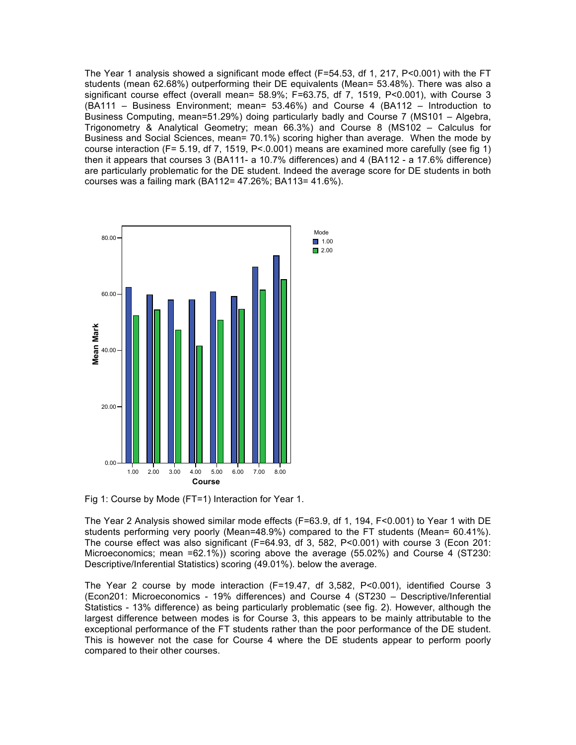The Year 1 analysis showed a significant mode effect ($F=54.53$, df 1, 217, $P<0.001$) with the FT students (mean 62.68%) outperforming their DE equivalents (Mean= 53.48%). There was also a significant course effect (overall mean= 58.9%; $F=63.75$, df 7, 1519, $P<0.001$), with Course 3 (BA111 – Business Environment; mean= 53.46%) and Course 4 (BA112 – Introduction to Business Computing, mean=51.29%) doing particularly badly and Course 7 (MS101 – Algebra, Trigonometry & Analytical Geometry; mean 66.3%) and Course 8 (MS102 – Calculus for Business and Social Sciences, mean= 70.1%) scoring higher than average. When the mode by course interaction ($F= 5.19$, df 7, 1519, $P<.0.001$) means are examined more carefully (see fig 1) then it appears that courses 3 (BA111- a 10.7% differences) and 4 (BA112 - a 17.6% difference) are particularly problematic for the DE student. Indeed the average score for DE students in both courses was a failing mark (BA112= 47.26%; BA113= 41.6%).

Fig 1: Course by Mode (FT=1) Interaction for Year 1.

The Year 2 Analysis showed similar mode effects ($F=63.9$, df 1, 194, $F<0.001$) to Year 1 with DE students performing very poorly (Mean=48.9%) compared to the FT students (Mean= 60.41%). The course effect was also significant ($F=64.93$, df 3, 582, $P<0.001$) with course 3 (Econ 201: Microeconomics; mean =62.1%)) scoring above the average (55.02%) and Course 4 (ST230: Descriptive/Inferential Statistics) scoring (49.01%). below the average.

The Year 2 course by mode interaction ($F=19.47$, df 3,582, $P<0.001$), identified Course 3 (Econ201: Microeconomics - 19% differences) and Course 4 (ST230 – Descriptive/Inferential Statistics - 13% difference) as being particularly problematic (see fig. 2). However, although the largest difference between modes is for Course 3, this appears to be mainly attributable to the exceptional performance of the FT students rather than the poor performance of the DE student. This is however not the case for Course 4 where the DE students appear to perform poorly compared to their other courses.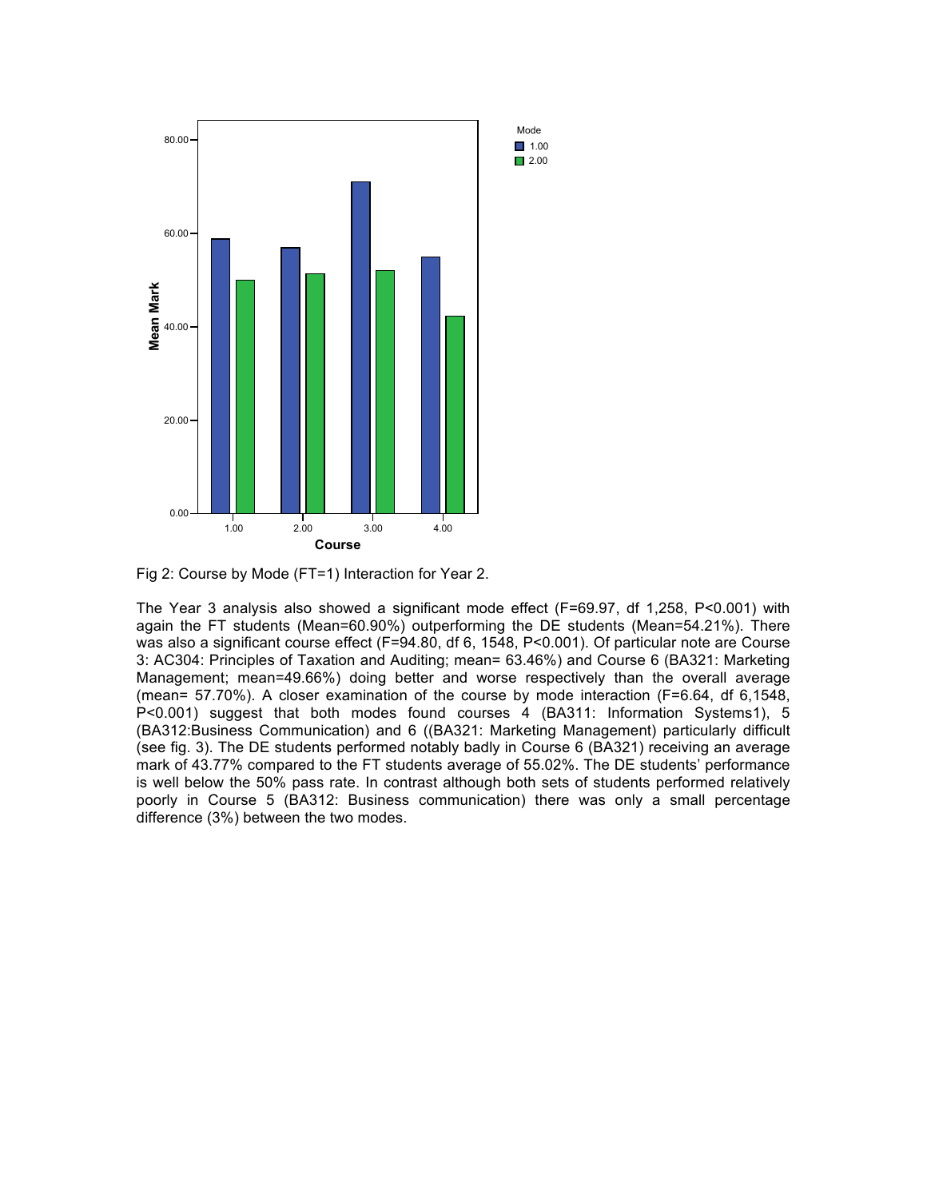Fig 2: Course by Mode (FT=1) Interaction for Year 2.

The Year 3 analysis also showed a significant mode effect (F=69.97, df 1,258, P<0.001) with again the FT students (Mean=60.90%) outperforming the DE students (Mean=54.21%). There was also a significant course effect (F=94.80, df 6, 1548, P<0.001). Of particular note are Course 3: AC304: Principles of Taxation and Auditing; mean= 63.46%) and Course 6 (BA321: Marketing Management; mean=49.66%) doing better and worse respectively than the overall average (mean= 57.70%). A closer examination of the course by mode interaction (F=6.64, df 6,1548, P<0.001) suggest that both modes found courses 4 (BA311: Information Systems1), 5 (BA312:Business Communication) and 6 ((BA321: Marketing Management) particularly difficult (see fig. 3). The DE students performed notably badly in Course 6 (BA321) receiving an average mark of 43.77% compared to the FT students average of 55.02%. The DE students' performance is well below the 50% pass rate. In contrast although both sets of students performed relatively poorly in Course 5 (BA312: Business communication) there was only a small percentage difference (3%) between the two modes.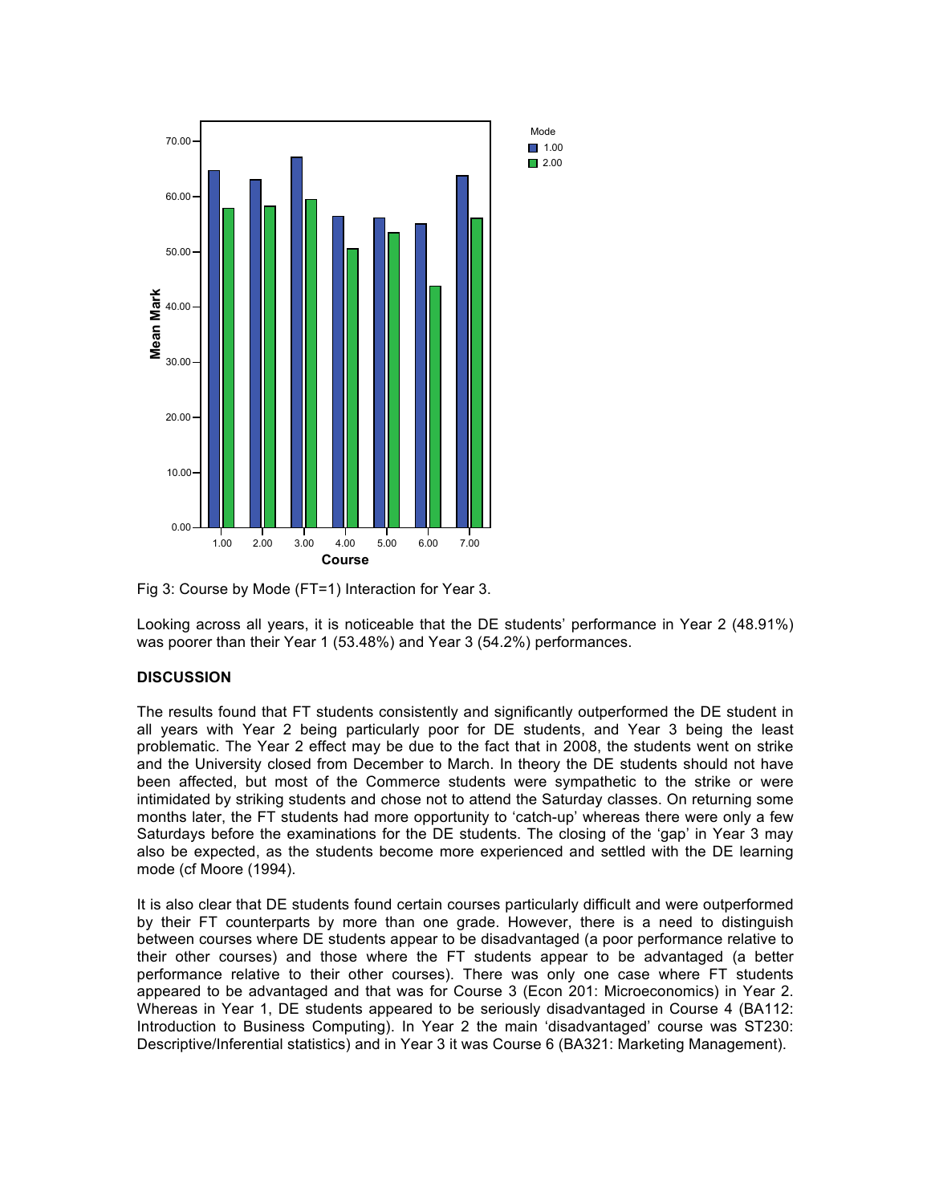Fig 3: Course by Mode (FT=1) Interaction for Year 3.

Looking across all years, it is noticeable that the DE students' performance in Year 2 (48.91%) was poorer than their Year 1 (53.48%) and Year 3 (54.2%) performances.

## DISCUSSION

The results found that FT students consistently and significantly outperformed the DE student in all years with Year 2 being particularly poor for DE students, and Year 3 being the least problematic. The Year 2 effect may be due to the fact that in 2008, the students went on strike and the University closed from December to March. In theory the DE students should not have been affected, but most of the Commerce students were sympathetic to the strike or were intimidated by striking students and chose not to attend the Saturday classes. On returning some months later, the FT students had more opportunity to 'catch-up' whereas there were only a few Saturdays before the examinations for the DE students. The closing of the 'gap' in Year 3 may also be expected, as the students become more experienced and settled with the DE learning mode (cf Moore (1994).

It is also clear that DE students found certain courses particularly difficult and were outperformed by their FT counterparts by more than one grade. However, there is a need to distinguish between courses where DE students appear to be disadvantaged (a poor performance relative to their other courses) and those where the FT students appear to be advantaged (a better performance relative to their other courses). There was only one case where FT students appeared to be advantaged and that was for Course 3 (Econ 201: Microeconomics) in Year 2. Whereas in Year 1, DE students appeared to be seriously disadvantaged in Course 4 (BA112: Introduction to Business Computing). In Year 2 the main 'disadvantaged' course was ST230: Descriptive/Inferential statistics) and in Year 3 it was Course 6 (BA321: Marketing Management).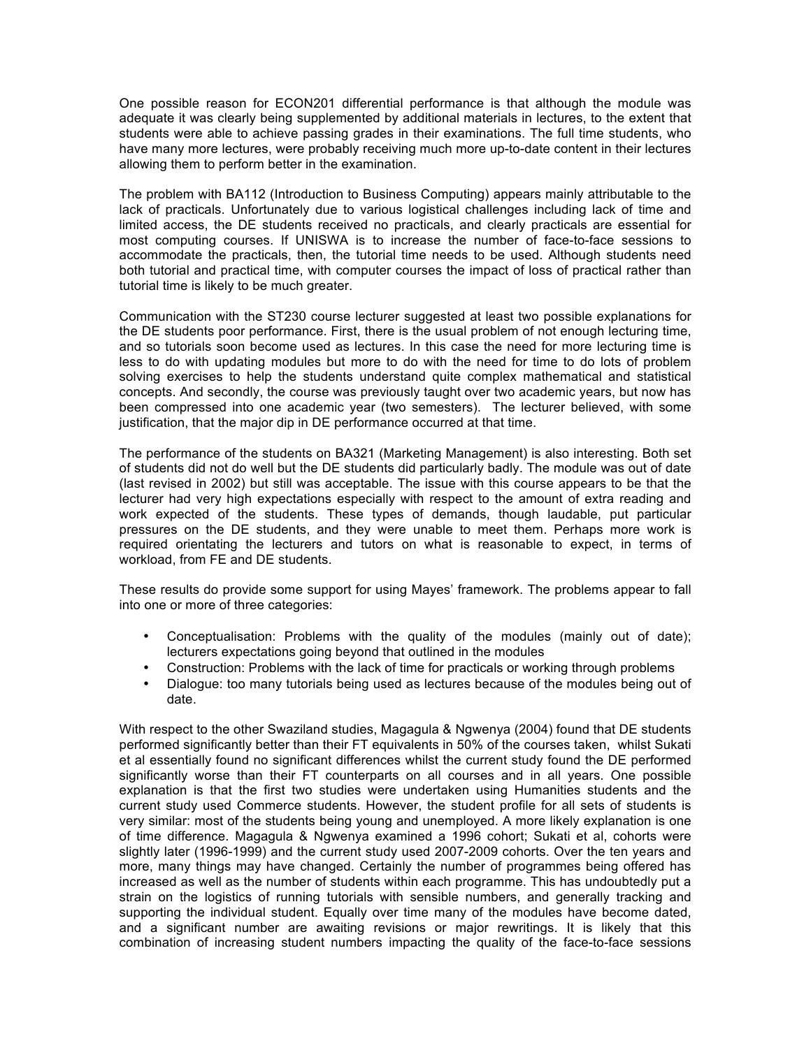One possible reason for ECON201 differential performance is that although the module was adequate it was clearly being supplemented by additional materials in lectures, to the extent that students were able to achieve passing grades in their examinations. The full time students, who have many more lectures, were probably receiving much more up-to-date content in their lectures allowing them to perform better in the examination.

The problem with BA112 (Introduction to Business Computing) appears mainly attributable to the lack of practicals. Unfortunately due to various logistical challenges including lack of time and limited access, the DE students received no practicals, and clearly practicals are essential for most computing courses. If UNISWA is to increase the number of face-to-face sessions to accommodate the practicals, then, the tutorial time needs to be used. Although students need both tutorial and practical time, with computer courses the impact of loss of practical rather than tutorial time is likely to be much greater.

Communication with the ST230 course lecturer suggested at least two possible explanations for the DE students poor performance. First, there is the usual problem of not enough lecturing time, and so tutorials soon become used as lectures. In this case the need for more lecturing time is less to do with updating modules but more to do with the need for time to do lots of problem solving exercises to help the students understand quite complex mathematical and statistical concepts. And secondly, the course was previously taught over two academic years, but now has been compressed into one academic year (two semesters). The lecturer believed, with some justification, that the major dip in DE performance occurred at that time.

The performance of the students on BA321 (Marketing Management) is also interesting. Both set of students did not do well but the DE students did particularly badly. The module was out of date (last revised in 2002) but still was acceptable. The issue with this course appears to be that the lecturer had very high expectations especially with respect to the amount of extra reading and work expected of the students. These types of demands, though laudable, put particular pressures on the DE students, and they were unable to meet them. Perhaps more work is required orientating the lecturers and tutors on what is reasonable to expect, in terms of workload, from FE and DE students.

These results do provide some support for using Mayes' framework. The problems appear to fall into one or more of three categories:

- Conceptualisation: Problems with the quality of the modules (mainly out of date); lecturers expectations going beyond that outlined in the modules
- Construction: Problems with the lack of time for practicals or working through problems
- Dialogue: too many tutorials being used as lectures because of the modules being out of date.

With respect to the other Swaziland studies, Magagula & Ngwenya (2004) found that DE students performed significantly better than their FT equivalents in 50% of the courses taken, whilst Sukati et al essentially found no significant differences whilst the current study found the DE performed significantly worse than their FT counterparts on all courses and in all years. One possible explanation is that the first two studies were undertaken using Humanities students and the current study used Commerce students. However, the student profile for all sets of students is very similar: most of the students being young and unemployed. A more likely explanation is one of time difference. Magagula & Ngwenya examined a 1996 cohort; Sukati et al, cohorts were slightly later (1996-1999) and the current study used 2007-2009 cohorts. Over the ten years and more, many things may have changed. Certainly the number of programmes being offered has increased as well as the number of students within each programme. This has undoubtedly put a strain on the logistics of running tutorials with sensible numbers, and generally tracking and supporting the individual student. Equally over time many of the modules have become dated, and a significant number are awaiting revisions or major rewritings. It is likely that this combination of increasing student numbers impacting the quality of the face-to-face sessions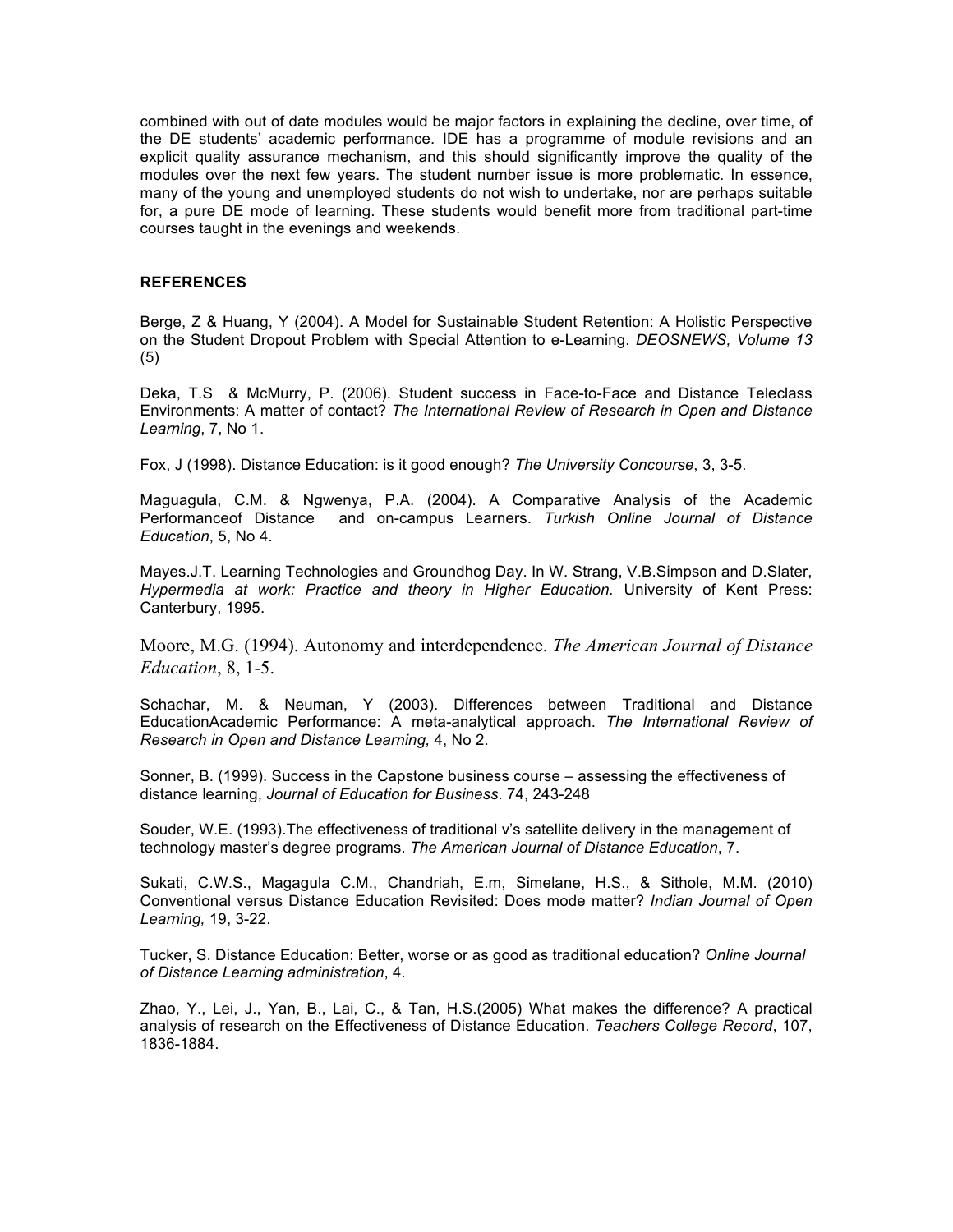combined with out of date modules would be major factors in explaining the decline, over time, of the DE students' academic performance. IDE has a programme of module revisions and an explicit quality assurance mechanism, and this should significantly improve the quality of the modules over the next few years. The student number issue is more problematic. In essence, many of the young and unemployed students do not wish to undertake, nor are perhaps suitable for, a pure DE mode of learning. These students would benefit more from traditional part-time courses taught in the evenings and weekends.

## REFERENCES

Berge, Z & Huang, Y (2004). A Model for Sustainable Student Retention: A Holistic Perspective on the Student Dropout Problem with Special Attention to e-Learning. *DEOSNEWS, Volume 13* (5)

Deka, T.S & McMurry, P. (2006). Student success in Face-to-Face and Distance Teleclass Environments: A matter of contact? *The International Review of Research in Open and Distance Learning*, 7, No 1.

Fox, J (1998). Distance Education: is it good enough? *The University Concourse*, 3, 3-5.

Maguagula, C.M. & Ngwenya, P.A. (2004). A Comparative Analysis of the Academic Performanceof Distance and on-campus Learners. *Turkish Online Journal of Distance Education*, 5, No 4.

Mayes.J.T. Learning Technologies and Groundhog Day. In W. Strang, V.B.Simpson and D.Slater, *Hypermedia at work: Practice and theory in Higher Education.* University of Kent Press: Canterbury, 1995.

Moore, M.G. (1994). Autonomy and interdependence. *The American Journal of Distance Education*, 8, 1-5.

Schachar, M. & Neuman, Y (2003). Differences between Traditional and Distance EducationAcademic Performance: A meta-analytical approach. *The International Review of Research in Open and Distance Learning,* 4, No 2.

Sonner, B. (1999). Success in the Capstone business course – assessing the effectiveness of distance learning, *Journal of Education for Business*. 74, 243-248

Souder, W.E. (1993).The effectiveness of traditional v's satellite delivery in the management of technology master's degree programs. *The American Journal of Distance Education*, 7.

Sukati, C.W.S., Magagula C.M., Chandriah, E.m, Simelane, H.S., & Sithole, M.M. (2010) Conventional versus Distance Education Revisited: Does mode matter? *Indian Journal of Open Learning,* 19, 3-22.

Tucker, S. Distance Education: Better, worse or as good as traditional education? *Online Journal of Distance Learning administration*, 4.

Zhao, Y., Lei, J., Yan, B., Lai, C., & Tan, H.S.(2005) What makes the difference? A practical analysis of research on the Effectiveness of Distance Education. *Teachers College Record*, 107, 1836-1884.